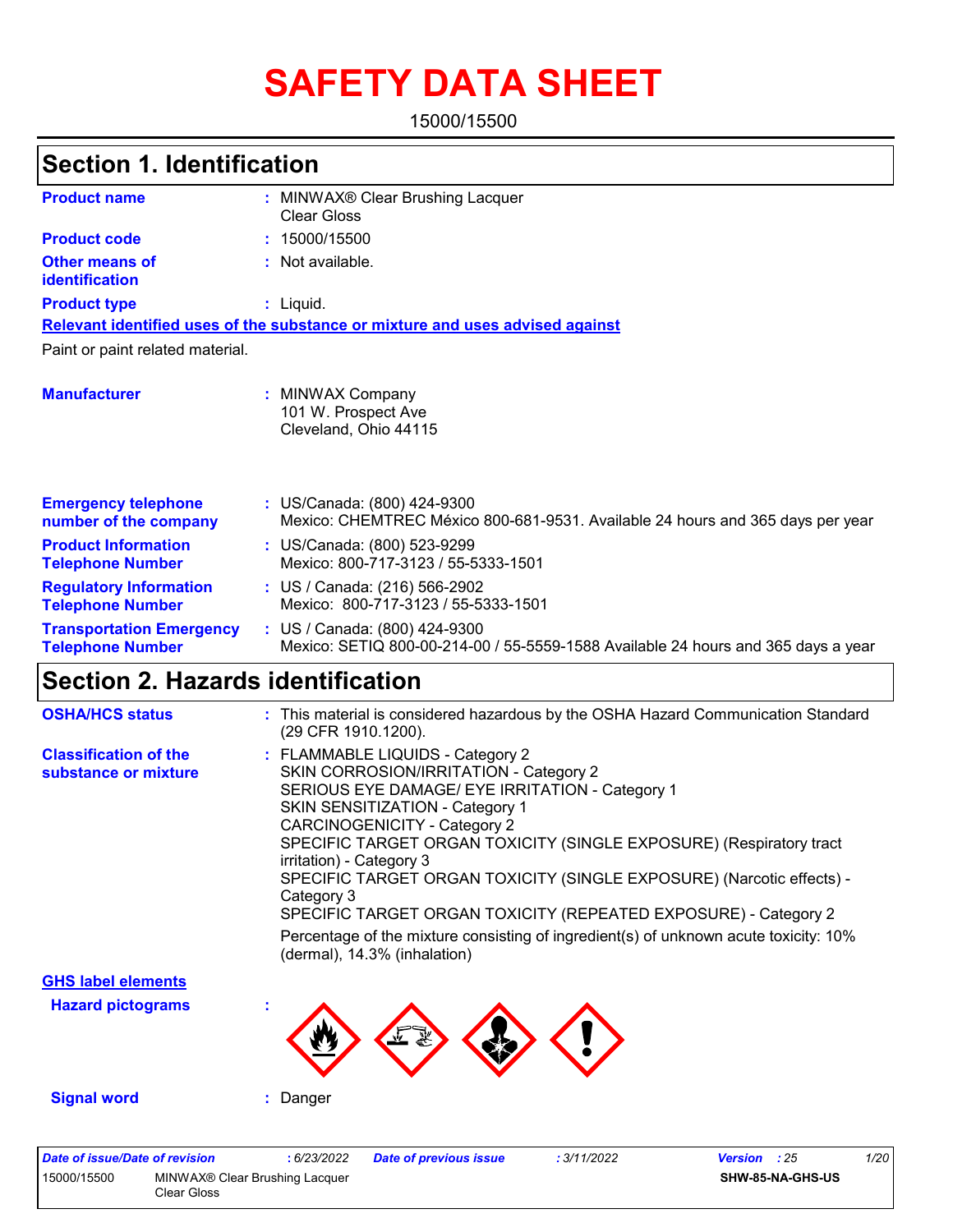# SAFETY DATA SHEET

15000/15500

## Section 1. Identification

**Product name** : MINWAX® Clear Brushing Lacquer Clear Gloss

**Product code** : 15000/15500

**Other means of identification** : Not available.

**Product type** : Liquid.

**Relevant identified uses of the substance or mixture and uses advised against**

Paint or paint related material.

**Manufacturer** : MINWAX Company
101 W. Prospect Ave
Cleveland, Ohio 44115

**Emergency telephone number of the company** : US/Canada: (800) 424-9300
Mexico: CHEMTREC México 800-681-9531. Available 24 hours and 365 days per year

**Product Information Telephone Number** : US/Canada: (800) 523-9299
Mexico: 800-717-3123 / 55-5333-1501

**Regulatory Information Telephone Number** : US / Canada: (216) 566-2902
Mexico: 800-717-3123 / 55-5333-1501

**Transportation Emergency Telephone Number** : US / Canada: (800) 424-9300
Mexico: SETIQ 800-00-214-00 / 55-5559-1588 Available 24 hours and 365 days a year

## Section 2. Hazards identification

**OSHA/HCS status** : This material is considered hazardous by the OSHA Hazard Communication Standard (29 CFR 1910.1200).

**Classification of the substance or mixture** : FLAMMABLE LIQUIDS - Category 2
SKIN CORROSION/IRRITATION - Category 2
SERIOUS EYE DAMAGE/ EYE IRRITATION - Category 1
SKIN SENSITIZATION - Category 1
CARCINOGENICITY - Category 2
SPECIFIC TARGET ORGAN TOXICITY (SINGLE EXPOSURE) (Respiratory tract irritation) - Category 3
SPECIFIC TARGET ORGAN TOXICITY (SINGLE EXPOSURE) (Narcotic effects) - Category 3
SPECIFIC TARGET ORGAN TOXICITY (REPEATED EXPOSURE) - Category 2

Percentage of the mixture consisting of ingredient(s) of unknown acute toxicity: 10% (dermal), 14.3% (inhalation)

**GHS label elements**

**Hazard pictograms** :

**Signal word** : Danger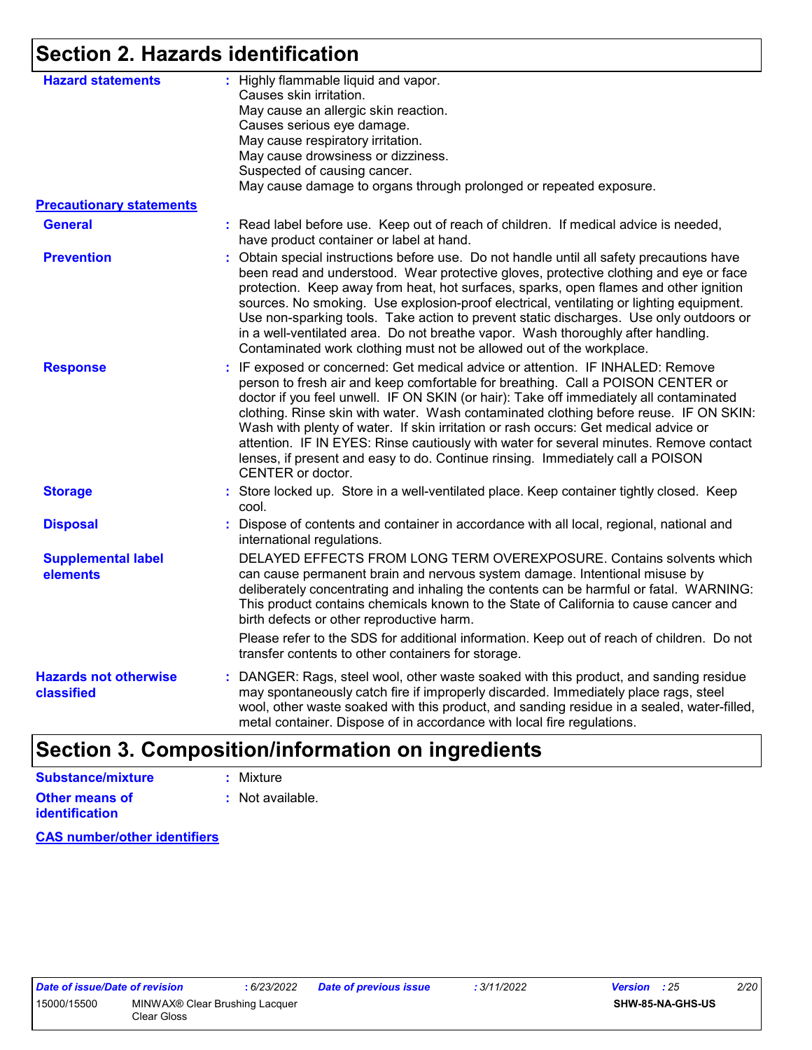## Section 2. Hazards identification

**Hazard statements** : Highly flammable liquid and vapor.
Causes skin irritation.
May cause an allergic skin reaction.
Causes serious eye damage.
May cause respiratory irritation.
May cause drowsiness or dizziness.
Suspected of causing cancer.
May cause damage to organs through prolonged or repeated exposure.

**Precautionary statements**

**General** : Read label before use. Keep out of reach of children. If medical advice is needed, have product container or label at hand.

**Prevention** : Obtain special instructions before use. Do not handle until all safety precautions have been read and understood. Wear protective gloves, protective clothing and eye or face protection. Keep away from heat, hot surfaces, sparks, open flames and other ignition sources. No smoking. Use explosion-proof electrical, ventilating or lighting equipment. Use non-sparking tools. Take action to prevent static discharges. Use only outdoors or in a well-ventilated area. Do not breathe vapor. Wash thoroughly after handling. Contaminated work clothing must not be allowed out of the workplace.

**Response** : IF exposed or concerned: Get medical advice or attention. IF INHALED: Remove person to fresh air and keep comfortable for breathing. Call a POISON CENTER or doctor if you feel unwell. IF ON SKIN (or hair): Take off immediately all contaminated clothing. Rinse skin with water. Wash contaminated clothing before reuse. IF ON SKIN: Wash with plenty of water. If skin irritation or rash occurs: Get medical advice or attention. IF IN EYES: Rinse cautiously with water for several minutes. Remove contact lenses, if present and easy to do. Continue rinsing. Immediately call a POISON CENTER or doctor.

**Storage** : Store locked up. Store in a well-ventilated place. Keep container tightly closed. Keep cool.

**Disposal** : Dispose of contents and container in accordance with all local, regional, national and international regulations.

**Supplemental label elements**

DELAYED EFFECTS FROM LONG TERM OVEREXPOSURE. Contains solvents which can cause permanent brain and nervous system damage. Intentional misuse by deliberately concentrating and inhaling the contents can be harmful or fatal. WARNING: This product contains chemicals known to the State of California to cause cancer and birth defects or other reproductive harm.

Please refer to the SDS for additional information. Keep out of reach of children. Do not transfer contents to other containers for storage.

**Hazards not otherwise classified** : DANGER: Rags, steel wool, other waste soaked with this product, and sanding residue may spontaneously catch fire if improperly discarded. Immediately place rags, steel wool, other waste soaked with this product, and sanding residue in a sealed, water-filled, metal container. Dispose of in accordance with local fire regulations.

## Section 3. Composition/information on ingredients

**Substance/mixture** : Mixture

**Other means of identification** : Not available.

**CAS number/other identifiers**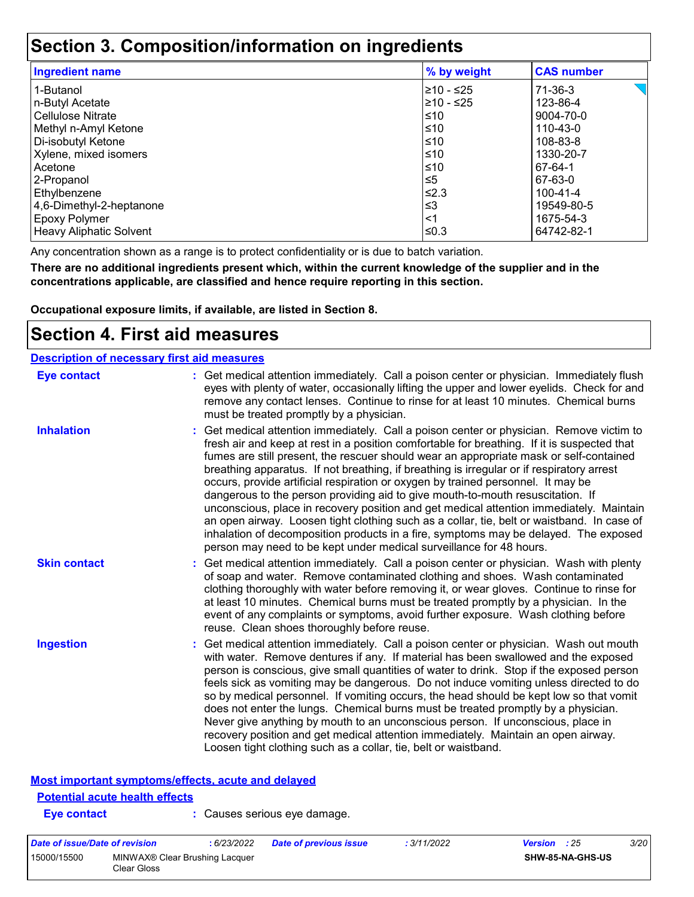# Section 3. Composition/information on ingredients

| Ingredient name | % by weight | CAS number |
|---|---|---|
| 1-Butanol | ≥10 - ≤25 | 71-36-3 |
| n-Butyl Acetate | ≥10 - ≤25 | 123-86-4 |
| Cellulose Nitrate | ≤10 | 9004-70-0 |
| Methyl n-Amyl Ketone | ≤10 | 110-43-0 |
| Di-isobutyl Ketone | ≤10 | 108-83-8 |
| Xylene, mixed isomers | ≤10 | 1330-20-7 |
| Acetone | ≤10 | 67-64-1 |
| 2-Propanol | ≤5 | 67-63-0 |
| Ethylbenzene | ≤2.3 | 100-41-4 |
| 4,6-Dimethyl-2-heptanone | ≤3 | 19549-80-5 |
| Epoxy Polymer | <1 | 1675-54-3 |
| Heavy Aliphatic Solvent | ≤0.3 | 64742-82-1 |

Any concentration shown as a range is to protect confidentiality or is due to batch variation.

**There are no additional ingredients present which, within the current knowledge of the supplier and in the concentrations applicable, are classified and hence require reporting in this section.**

**Occupational exposure limits, if available, are listed in Section 8.**

# Section 4. First aid measures

## Description of necessary first aid measures

**Eye contact** : Get medical attention immediately. Call a poison center or physician. Immediately flush eyes with plenty of water, occasionally lifting the upper and lower eyelids. Check for and remove any contact lenses. Continue to rinse for at least 10 minutes. Chemical burns must be treated promptly by a physician.

**Inhalation** : Get medical attention immediately. Call a poison center or physician. Remove victim to fresh air and keep at rest in a position comfortable for breathing. If it is suspected that fumes are still present, the rescuer should wear an appropriate mask or self-contained breathing apparatus. If not breathing, if breathing is irregular or if respiratory arrest occurs, provide artificial respiration or oxygen by trained personnel. It may be dangerous to the person providing aid to give mouth-to-mouth resuscitation. If unconscious, place in recovery position and get medical attention immediately. Maintain an open airway. Loosen tight clothing such as a collar, tie, belt or waistband. In case of inhalation of decomposition products in a fire, symptoms may be delayed. The exposed person may need to be kept under medical surveillance for 48 hours.

**Skin contact** : Get medical attention immediately. Call a poison center or physician. Wash with plenty of soap and water. Remove contaminated clothing and shoes. Wash contaminated clothing thoroughly with water before removing it, or wear gloves. Continue to rinse for at least 10 minutes. Chemical burns must be treated promptly by a physician. In the event of any complaints or symptoms, avoid further exposure. Wash clothing before reuse. Clean shoes thoroughly before reuse.

**Ingestion** : Get medical attention immediately. Call a poison center or physician. Wash out mouth with water. Remove dentures if any. If material has been swallowed and the exposed person is conscious, give small quantities of water to drink. Stop if the exposed person feels sick as vomiting may be dangerous. Do not induce vomiting unless directed to do so by medical personnel. If vomiting occurs, the head should be kept low so that vomit does not enter the lungs. Chemical burns must be treated promptly by a physician. Never give anything by mouth to an unconscious person. If unconscious, place in recovery position and get medical attention immediately. Maintain an open airway. Loosen tight clothing such as a collar, tie, belt or waistband.

## Most important symptoms/effects, acute and delayed

### Potential acute health effects

**Eye contact** : Causes serious eye damage.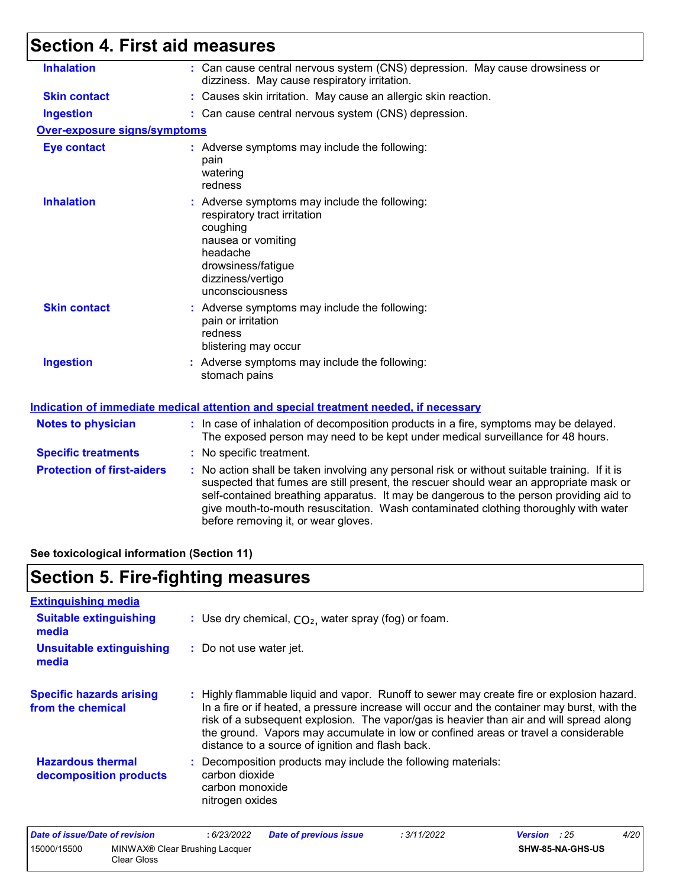## Section 4. First aid measures

**Inhalation** : Can cause central nervous system (CNS) depression. May cause drowsiness or dizziness. May cause respiratory irritation.

**Skin contact** : Causes skin irritation. May cause an allergic skin reaction.

**Ingestion** : Can cause central nervous system (CNS) depression.

**Over-exposure signs/symptoms**

**Eye contact** : Adverse symptoms may include the following:
pain
watering
redness

**Inhalation** : Adverse symptoms may include the following:
respiratory tract irritation
coughing
nausea or vomiting
headache
drowsiness/fatigue
dizziness/vertigo
unconsciousness

**Skin contact** : Adverse symptoms may include the following:
pain or irritation
redness
blistering may occur

**Ingestion** : Adverse symptoms may include the following:
stomach pains

**Indication of immediate medical attention and special treatment needed, if necessary**

**Notes to physician** : In case of inhalation of decomposition products in a fire, symptoms may be delayed. The exposed person may need to be kept under medical surveillance for 48 hours.

**Specific treatments** : No specific treatment.

**Protection of first-aiders** : No action shall be taken involving any personal risk or without suitable training. If it is suspected that fumes are still present, the rescuer should wear an appropriate mask or self-contained breathing apparatus. It may be dangerous to the person providing aid to give mouth-to-mouth resuscitation. Wash contaminated clothing thoroughly with water before removing it, or wear gloves.

**See toxicological information (Section 11)**

## Section 5. Fire-fighting measures

**Extinguishing media**

**Suitable extinguishing media** : Use dry chemical, $CO_2$, water spray (fog) or foam.

**Unsuitable extinguishing media** : Do not use water jet.

**Specific hazards arising from the chemical** : Highly flammable liquid and vapor. Runoff to sewer may create fire or explosion hazard. In a fire or if heated, a pressure increase will occur and the container may burst, with the risk of a subsequent explosion. The vapor/gas is heavier than air and will spread along the ground. Vapors may accumulate in low or confined areas or travel a considerable distance to a source of ignition and flash back.

**Hazardous thermal decomposition products** : Decomposition products may include the following materials:
carbon dioxide
carbon monoxide
nitrogen oxides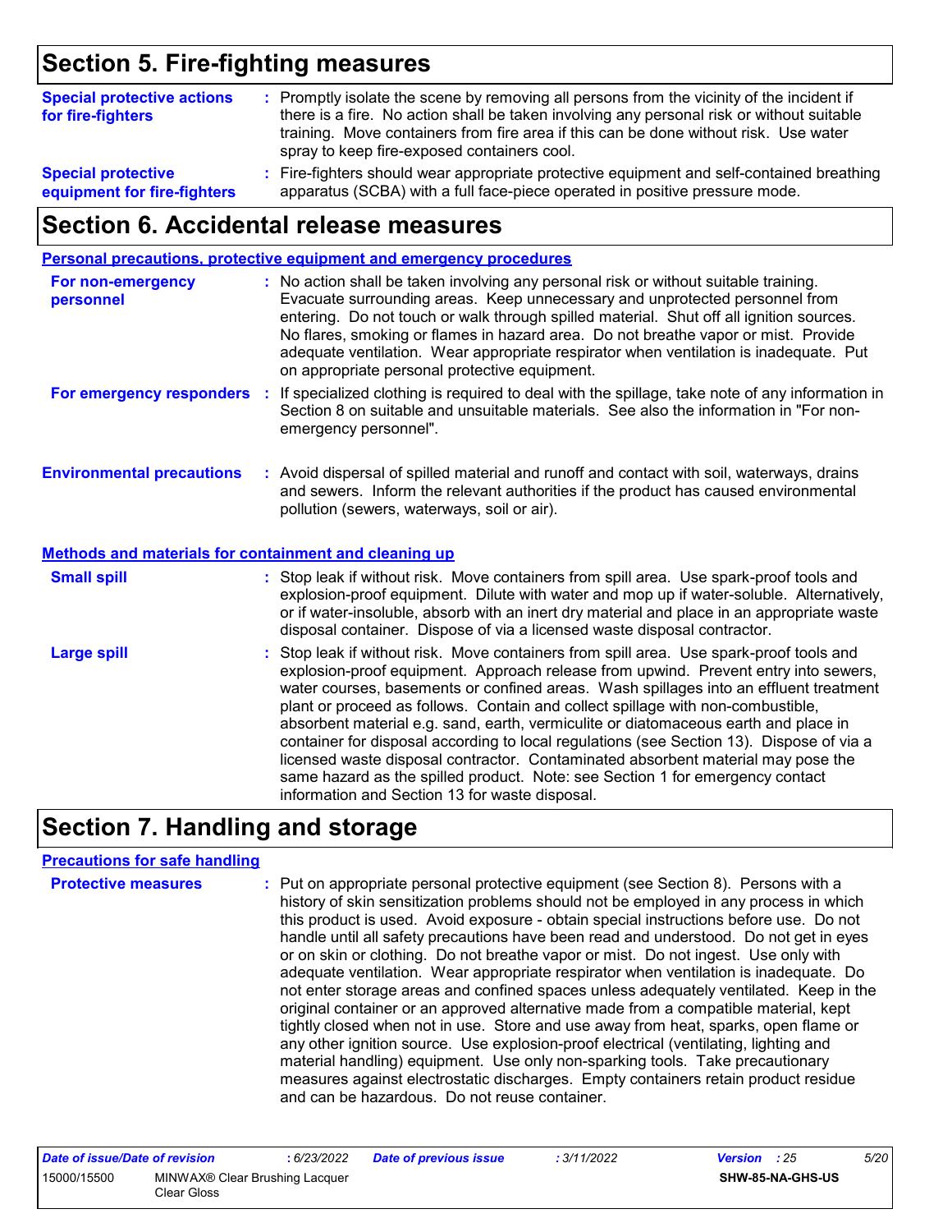# Section 5. Fire-fighting measures

**Special protective actions for fire-fighters** : Promptly isolate the scene by removing all persons from the vicinity of the incident if there is a fire. No action shall be taken involving any personal risk or without suitable training. Move containers from fire area if this can be done without risk. Use water spray to keep fire-exposed containers cool.

**Special protective equipment for fire-fighters** : Fire-fighters should wear appropriate protective equipment and self-contained breathing apparatus (SCBA) with a full face-piece operated in positive pressure mode.

# Section 6. Accidental release measures

## Personal precautions, protective equipment and emergency procedures

**For non-emergency personnel** : No action shall be taken involving any personal risk or without suitable training. Evacuate surrounding areas. Keep unnecessary and unprotected personnel from entering. Do not touch or walk through spilled material. Shut off all ignition sources. No flares, smoking or flames in hazard area. Do not breathe vapor or mist. Provide adequate ventilation. Wear appropriate respirator when ventilation is inadequate. Put on appropriate personal protective equipment.

**For emergency responders** : If specialized clothing is required to deal with the spillage, take note of any information in Section 8 on suitable and unsuitable materials. See also the information in "For non-emergency personnel".

**Environmental precautions** : Avoid dispersal of spilled material and runoff and contact with soil, waterways, drains and sewers. Inform the relevant authorities if the product has caused environmental pollution (sewers, waterways, soil or air).

## Methods and materials for containment and cleaning up

**Small spill** : Stop leak if without risk. Move containers from spill area. Use spark-proof tools and explosion-proof equipment. Dilute with water and mop up if water-soluble. Alternatively, or if water-insoluble, absorb with an inert dry material and place in an appropriate waste disposal container. Dispose of via a licensed waste disposal contractor.

**Large spill** : Stop leak if without risk. Move containers from spill area. Use spark-proof tools and explosion-proof equipment. Approach release from upwind. Prevent entry into sewers, water courses, basements or confined areas. Wash spillages into an effluent treatment plant or proceed as follows. Contain and collect spillage with non-combustible, absorbent material e.g. sand, earth, vermiculite or diatomaceous earth and place in container for disposal according to local regulations (see Section 13). Dispose of via a licensed waste disposal contractor. Contaminated absorbent material may pose the same hazard as the spilled product. Note: see Section 1 for emergency contact information and Section 13 for waste disposal.

# Section 7. Handling and storage

## Precautions for safe handling

**Protective measures** : Put on appropriate personal protective equipment (see Section 8). Persons with a history of skin sensitization problems should not be employed in any process in which this product is used. Avoid exposure - obtain special instructions before use. Do not handle until all safety precautions have been read and understood. Do not get in eyes or on skin or clothing. Do not breathe vapor or mist. Do not ingest. Use only with adequate ventilation. Wear appropriate respirator when ventilation is inadequate. Do not enter storage areas and confined spaces unless adequately ventilated. Keep in the original container or an approved alternative made from a compatible material, kept tightly closed when not in use. Store and use away from heat, sparks, open flame or any other ignition source. Use explosion-proof electrical (ventilating, lighting and material handling) equipment. Use only non-sparking tools. Take precautionary measures against electrostatic discharges. Empty containers retain product residue and can be hazardous. Do not reuse container.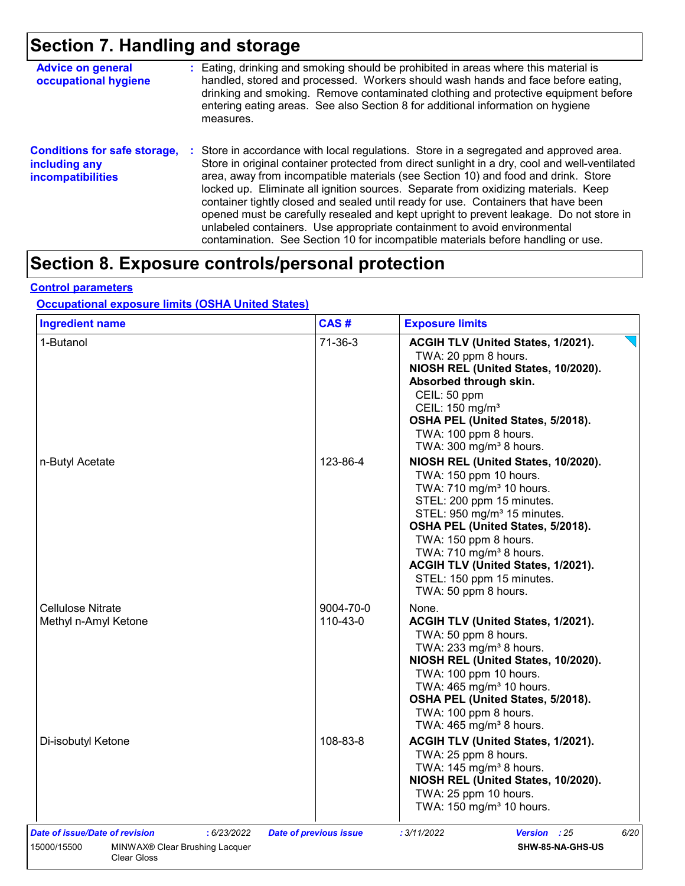# Section 7. Handling and storage

**Advice on general occupational hygiene** : Eating, drinking and smoking should be prohibited in areas where this material is handled, stored and processed. Workers should wash hands and face before eating, drinking and smoking. Remove contaminated clothing and protective equipment before entering eating areas. See also Section 8 for additional information on hygiene measures.

**Conditions for safe storage, including any incompatibilities** : Store in accordance with local regulations. Store in a segregated and approved area. Store in original container protected from direct sunlight in a dry, cool and well-ventilated area, away from incompatible materials (see Section 10) and food and drink. Store locked up. Eliminate all ignition sources. Separate from oxidizing materials. Keep container tightly closed and sealed until ready for use. Containers that have been opened must be carefully resealed and kept upright to prevent leakage. Do not store in unlabeled containers. Use appropriate containment to avoid environmental contamination. See Section 10 for incompatible materials before handling or use.

# Section 8. Exposure controls/personal protection

## Control parameters

### Occupational exposure limits (OSHA United States)

| Ingredient name | CAS # | Exposure limits |
|---|---|---|
| 1-Butanol | 71-36-3 | **ACGIH TLV (United States, 1/2021).**<br>TWA: 20 ppm 8 hours.<br>**NIOSH REL (United States, 10/2020).**<br>**Absorbed through skin.**<br>CEIL: 50 ppm<br>CEIL: 150 mg/m³<br>**OSHA PEL (United States, 5/2018).**<br>TWA: 100 ppm 8 hours.<br>TWA: 300 mg/m³ 8 hours. |
| n-Butyl Acetate | 123-86-4 | **NIOSH REL (United States, 10/2020).**<br>TWA: 150 ppm 10 hours.<br>TWA: 710 mg/m³ 10 hours.<br>STEL: 200 ppm 15 minutes.<br>STEL: 950 mg/m³ 15 minutes.<br>**OSHA PEL (United States, 5/2018).**<br>TWA: 150 ppm 8 hours.<br>TWA: 710 mg/m³ 8 hours.<br>**ACGIH TLV (United States, 1/2021).**<br>STEL: 150 ppm 15 minutes.<br>TWA: 50 ppm 8 hours. |
| Cellulose Nitrate | 9004-70-0 | None. |
| Methyl n-Amyl Ketone | 110-43-0 | **ACGIH TLV (United States, 1/2021).**<br>TWA: 50 ppm 8 hours.<br>TWA: 233 mg/m³ 8 hours.<br>**NIOSH REL (United States, 10/2020).**<br>TWA: 100 ppm 10 hours.<br>TWA: 465 mg/m³ 10 hours.<br>**OSHA PEL (United States, 5/2018).**<br>TWA: 100 ppm 8 hours.<br>TWA: 465 mg/m³ 8 hours. |
| Di-isobutyl Ketone | 108-83-8 | **ACGIH TLV (United States, 1/2021).**<br>TWA: 25 ppm 8 hours.<br>TWA: 145 mg/m³ 8 hours.<br>**NIOSH REL (United States, 10/2020).**<br>TWA: 25 ppm 10 hours.<br>TWA: 150 mg/m³ 10 hours. |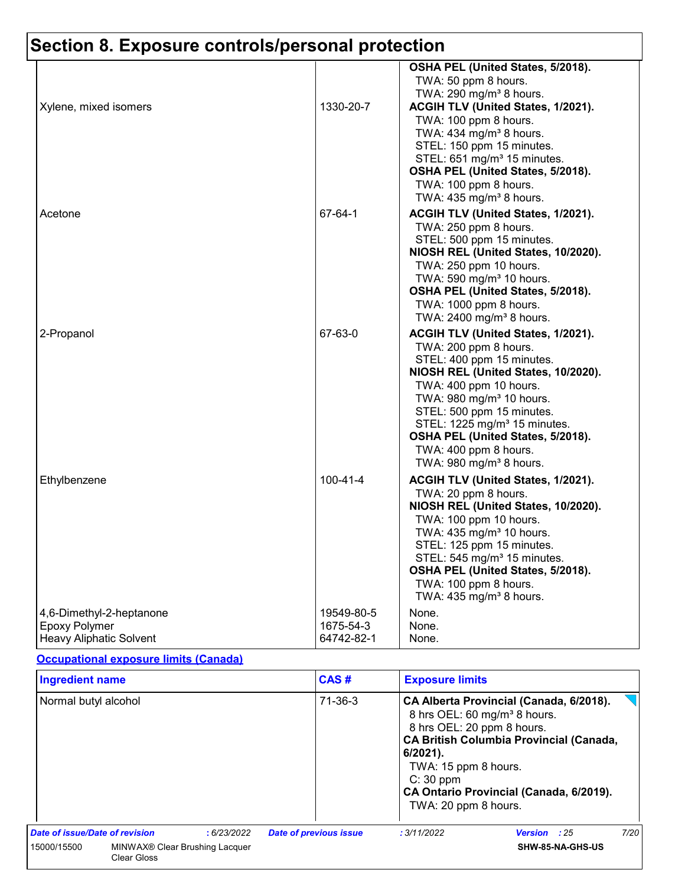## Section 8. Exposure controls/personal protection

| Ingredient name | CAS # | Exposure limits |
|---|---|---|
| | | **OSHA PEL (United States, 5/2018).**<br>TWA: 50 ppm 8 hours.<br>TWA: 290 mg/m³ 8 hours. |
| Xylene, mixed isomers | 1330-20-7 | **ACGIH TLV (United States, 1/2021).**<br>TWA: 100 ppm 8 hours.<br>TWA: 434 mg/m³ 8 hours.<br>STEL: 150 ppm 15 minutes.<br>STEL: 651 mg/m³ 15 minutes.<br>**OSHA PEL (United States, 5/2018).**<br>TWA: 100 ppm 8 hours.<br>TWA: 435 mg/m³ 8 hours. |
| Acetone | 67-64-1 | **ACGIH TLV (United States, 1/2021).**<br>TWA: 250 ppm 8 hours.<br>STEL: 500 ppm 15 minutes.<br>**NIOSH REL (United States, 10/2020).**<br>TWA: 250 ppm 10 hours.<br>TWA: 590 mg/m³ 10 hours.<br>**OSHA PEL (United States, 5/2018).**<br>TWA: 1000 ppm 8 hours.<br>TWA: 2400 mg/m³ 8 hours. |
| 2-Propanol | 67-63-0 | **ACGIH TLV (United States, 1/2021).**<br>TWA: 200 ppm 8 hours.<br>STEL: 400 ppm 15 minutes.<br>**NIOSH REL (United States, 10/2020).**<br>TWA: 400 ppm 10 hours.<br>TWA: 980 mg/m³ 10 hours.<br>STEL: 500 ppm 15 minutes.<br>STEL: 1225 mg/m³ 15 minutes.<br>**OSHA PEL (United States, 5/2018).**<br>TWA: 400 ppm 8 hours.<br>TWA: 980 mg/m³ 8 hours. |
| Ethylbenzene | 100-41-4 | **ACGIH TLV (United States, 1/2021).**<br>TWA: 20 ppm 8 hours.<br>**NIOSH REL (United States, 10/2020).**<br>TWA: 100 ppm 10 hours.<br>TWA: 435 mg/m³ 10 hours.<br>STEL: 125 ppm 15 minutes.<br>STEL: 545 mg/m³ 15 minutes.<br>**OSHA PEL (United States, 5/2018).**<br>TWA: 100 ppm 8 hours.<br>TWA: 435 mg/m³ 8 hours. |
| 4,6-Dimethyl-2-heptanone | 19549-80-5 | None. |
| Epoxy Polymer | 1675-54-3 | None. |
| Heavy Aliphatic Solvent | 64742-82-1 | None. |

**Occupational exposure limits (Canada)**

| Ingredient name | CAS # | Exposure limits |
|---|---|---|
| Normal butyl alcohol | 71-36-3 | **CA Alberta Provincial (Canada, 6/2018).**<br>8 hrs OEL: 60 mg/m³ 8 hours.<br>8 hrs OEL: 20 ppm 8 hours.<br>**CA British Columbia Provincial (Canada, 6/2021).**<br>TWA: 15 ppm 8 hours.<br>C: 30 ppm<br>**CA Ontario Provincial (Canada, 6/2019).**<br>TWA: 20 ppm 8 hours. |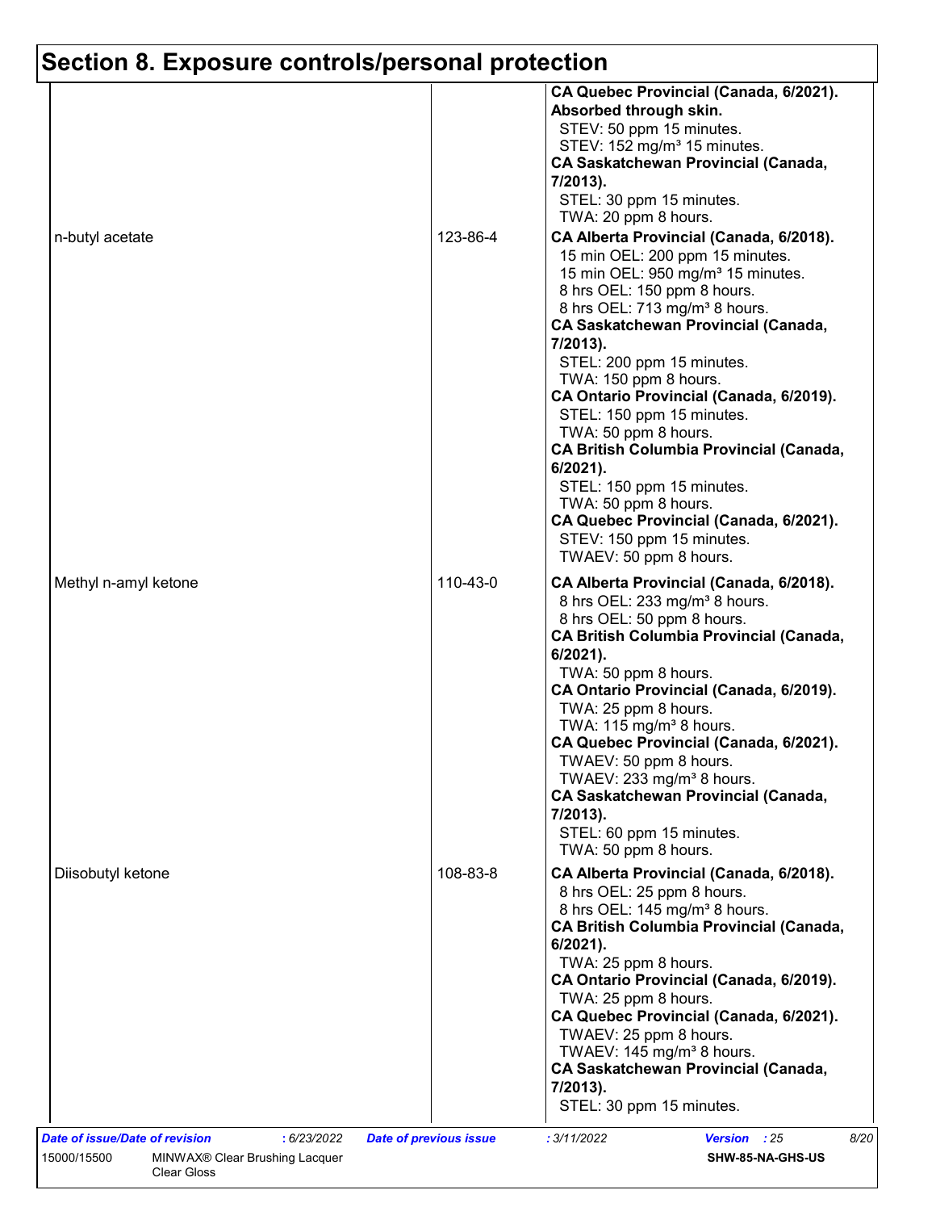# Section 8. Exposure controls/personal protection

| | | |
|---|---|---|
| | | **CA Quebec Provincial (Canada, 6/2021). Absorbed through skin.**<br>STEV: 50 ppm 15 minutes.<br>STEV: 152 mg/m³ 15 minutes.<br>**CA Saskatchewan Provincial (Canada, 7/2013).**<br>STEL: 30 ppm 15 minutes.<br>TWA: 20 ppm 8 hours. |
| n-butyl acetate | 123-86-4 | **CA Alberta Provincial (Canada, 6/2018).**<br>15 min OEL: 200 ppm 15 minutes.<br>15 min OEL: 950 mg/m³ 15 minutes.<br>8 hrs OEL: 150 ppm 8 hours.<br>8 hrs OEL: 713 mg/m³ 8 hours.<br>**CA Saskatchewan Provincial (Canada, 7/2013).**<br>STEL: 200 ppm 15 minutes.<br>TWA: 150 ppm 8 hours.<br>**CA Ontario Provincial (Canada, 6/2019).**<br>STEL: 150 ppm 15 minutes.<br>TWA: 50 ppm 8 hours.<br>**CA British Columbia Provincial (Canada, 6/2021).**<br>STEL: 150 ppm 15 minutes.<br>TWA: 50 ppm 8 hours.<br>**CA Quebec Provincial (Canada, 6/2021).**<br>STEV: 150 ppm 15 minutes.<br>TWAEV: 50 ppm 8 hours. |
| Methyl n-amyl ketone | 110-43-0 | **CA Alberta Provincial (Canada, 6/2018).**<br>8 hrs OEL: 233 mg/m³ 8 hours.<br>8 hrs OEL: 50 ppm 8 hours.<br>**CA British Columbia Provincial (Canada, 6/2021).**<br>TWA: 50 ppm 8 hours.<br>**CA Ontario Provincial (Canada, 6/2019).**<br>TWA: 25 ppm 8 hours.<br>TWA: 115 mg/m³ 8 hours.<br>**CA Quebec Provincial (Canada, 6/2021).**<br>TWAEV: 50 ppm 8 hours.<br>TWAEV: 233 mg/m³ 8 hours.<br>**CA Saskatchewan Provincial (Canada, 7/2013).**<br>STEL: 60 ppm 15 minutes.<br>TWA: 50 ppm 8 hours. |
| Diisobutyl ketone | 108-83-8 | **CA Alberta Provincial (Canada, 6/2018).**<br>8 hrs OEL: 25 ppm 8 hours.<br>8 hrs OEL: 145 mg/m³ 8 hours.<br>**CA British Columbia Provincial (Canada, 6/2021).**<br>TWA: 25 ppm 8 hours.<br>**CA Ontario Provincial (Canada, 6/2019).**<br>TWA: 25 ppm 8 hours.<br>**CA Quebec Provincial (Canada, 6/2021).**<br>TWAEV: 25 ppm 8 hours.<br>TWAEV: 145 mg/m³ 8 hours.<br>**CA Saskatchewan Provincial (Canada, 7/2013).**<br>STEL: 30 ppm 15 minutes. |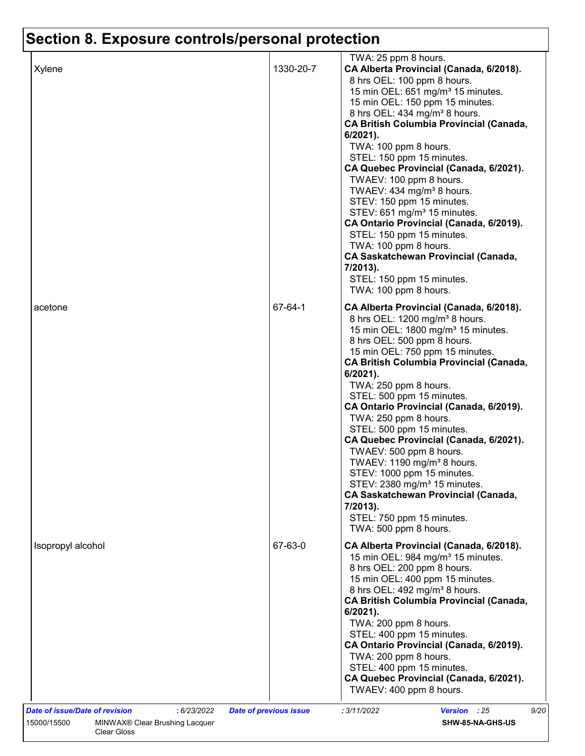# Section 8. Exposure controls/personal protection

| | | |
|---|---|---|
| | | TWA: 25 ppm 8 hours. |
| Xylene | 1330-20-7 | **CA Alberta Provincial (Canada, 6/2018).**<br>8 hrs OEL: 100 ppm 8 hours.<br>15 min OEL: 651 mg/m³ 15 minutes.<br>15 min OEL: 150 ppm 15 minutes.<br>8 hrs OEL: 434 mg/m³ 8 hours.<br>**CA British Columbia Provincial (Canada, 6/2021).**<br>TWA: 100 ppm 8 hours.<br>STEL: 150 ppm 15 minutes.<br>**CA Quebec Provincial (Canada, 6/2021).**<br>TWAEV: 100 ppm 8 hours.<br>TWAEV: 434 mg/m³ 8 hours.<br>STEV: 150 ppm 15 minutes.<br>STEV: 651 mg/m³ 15 minutes.<br>**CA Ontario Provincial (Canada, 6/2019).**<br>STEL: 150 ppm 15 minutes.<br>TWA: 100 ppm 8 hours.<br>**CA Saskatchewan Provincial (Canada, 7/2013).**<br>STEL: 150 ppm 15 minutes.<br>TWA: 100 ppm 8 hours. |
| acetone | 67-64-1 | **CA Alberta Provincial (Canada, 6/2018).**<br>8 hrs OEL: 1200 mg/m³ 8 hours.<br>15 min OEL: 1800 mg/m³ 15 minutes.<br>8 hrs OEL: 500 ppm 8 hours.<br>15 min OEL: 750 ppm 15 minutes.<br>**CA British Columbia Provincial (Canada, 6/2021).**<br>TWA: 250 ppm 8 hours.<br>STEL: 500 ppm 15 minutes.<br>**CA Ontario Provincial (Canada, 6/2019).**<br>TWA: 250 ppm 8 hours.<br>STEL: 500 ppm 15 minutes.<br>**CA Quebec Provincial (Canada, 6/2021).**<br>TWAEV: 500 ppm 8 hours.<br>TWAEV: 1190 mg/m³ 8 hours.<br>STEV: 1000 ppm 15 minutes.<br>STEV: 2380 mg/m³ 15 minutes.<br>**CA Saskatchewan Provincial (Canada, 7/2013).**<br>STEL: 750 ppm 15 minutes.<br>TWA: 500 ppm 8 hours. |
| Isopropyl alcohol | 67-63-0 | **CA Alberta Provincial (Canada, 6/2018).**<br>15 min OEL: 984 mg/m³ 15 minutes.<br>8 hrs OEL: 200 ppm 8 hours.<br>15 min OEL: 400 ppm 15 minutes.<br>8 hrs OEL: 492 mg/m³ 8 hours.<br>**CA British Columbia Provincial (Canada, 6/2021).**<br>TWA: 200 ppm 8 hours.<br>STEL: 400 ppm 15 minutes.<br>**CA Ontario Provincial (Canada, 6/2019).**<br>TWA: 200 ppm 8 hours.<br>STEL: 400 ppm 15 minutes.<br>**CA Quebec Provincial (Canada, 6/2021).**<br>TWAEV: 400 ppm 8 hours. |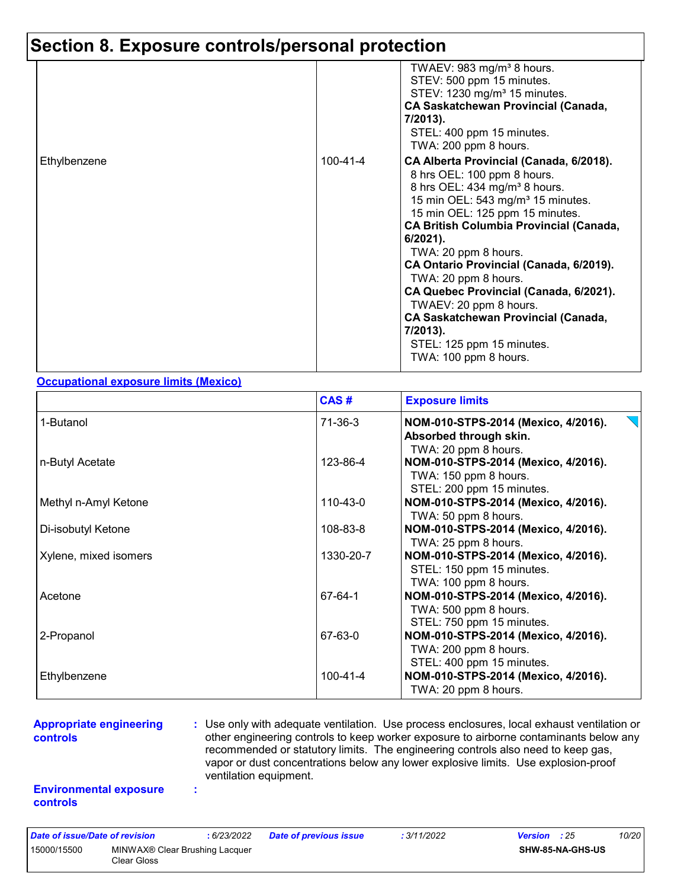## Section 8. Exposure controls/personal protection

| | | |
|---|---|---|
| | | TWAEV: 983 mg/m³ 8 hours.<br>STEV: 500 ppm 15 minutes.<br>STEV: 1230 mg/m³ 15 minutes.<br>**CA Saskatchewan Provincial (Canada, 7/2013).**<br>STEL: 400 ppm 15 minutes.<br>TWA: 200 ppm 8 hours. |
| Ethylbenzene | 100-41-4 | **CA Alberta Provincial (Canada, 6/2018).**<br>8 hrs OEL: 100 ppm 8 hours.<br>8 hrs OEL: 434 mg/m³ 8 hours.<br>15 min OEL: 543 mg/m³ 15 minutes.<br>15 min OEL: 125 ppm 15 minutes.<br>**CA British Columbia Provincial (Canada, 6/2021).**<br>TWA: 20 ppm 8 hours.<br>**CA Ontario Provincial (Canada, 6/2019).**<br>TWA: 20 ppm 8 hours.<br>**CA Quebec Provincial (Canada, 6/2021).**<br>TWAEV: 20 ppm 8 hours.<br>**CA Saskatchewan Provincial (Canada, 7/2013).**<br>STEL: 125 ppm 15 minutes.<br>TWA: 100 ppm 8 hours. |

**Occupational exposure limits (Mexico)**

| | CAS # | Exposure limits |
|---|---|---|
| 1-Butanol | 71-36-3 | **NOM-010-STPS-2014 (Mexico, 4/2016). Absorbed through skin.**<br>TWA: 20 ppm 8 hours. |
| n-Butyl Acetate | 123-86-4 | **NOM-010-STPS-2014 (Mexico, 4/2016).**<br>TWA: 150 ppm 8 hours.<br>STEL: 200 ppm 15 minutes. |
| Methyl n-Amyl Ketone | 110-43-0 | **NOM-010-STPS-2014 (Mexico, 4/2016).**<br>TWA: 50 ppm 8 hours. |
| Di-isobutyl Ketone | 108-83-8 | **NOM-010-STPS-2014 (Mexico, 4/2016).**<br>TWA: 25 ppm 8 hours. |
| Xylene, mixed isomers | 1330-20-7 | **NOM-010-STPS-2014 (Mexico, 4/2016).**<br>STEL: 150 ppm 15 minutes.<br>TWA: 100 ppm 8 hours. |
| Acetone | 67-64-1 | **NOM-010-STPS-2014 (Mexico, 4/2016).**<br>TWA: 500 ppm 8 hours.<br>STEL: 750 ppm 15 minutes. |
| 2-Propanol | 67-63-0 | **NOM-010-STPS-2014 (Mexico, 4/2016).**<br>TWA: 200 ppm 8 hours.<br>STEL: 400 ppm 15 minutes. |
| Ethylbenzene | 100-41-4 | **NOM-010-STPS-2014 (Mexico, 4/2016).**<br>TWA: 20 ppm 8 hours. |

**Appropriate engineering controls** : Use only with adequate ventilation. Use process enclosures, local exhaust ventilation or other engineering controls to keep worker exposure to airborne contaminants below any recommended or statutory limits. The engineering controls also need to keep gas, vapor or dust concentrations below any lower explosive limits. Use explosion-proof ventilation equipment.

**Environmental exposure controls** :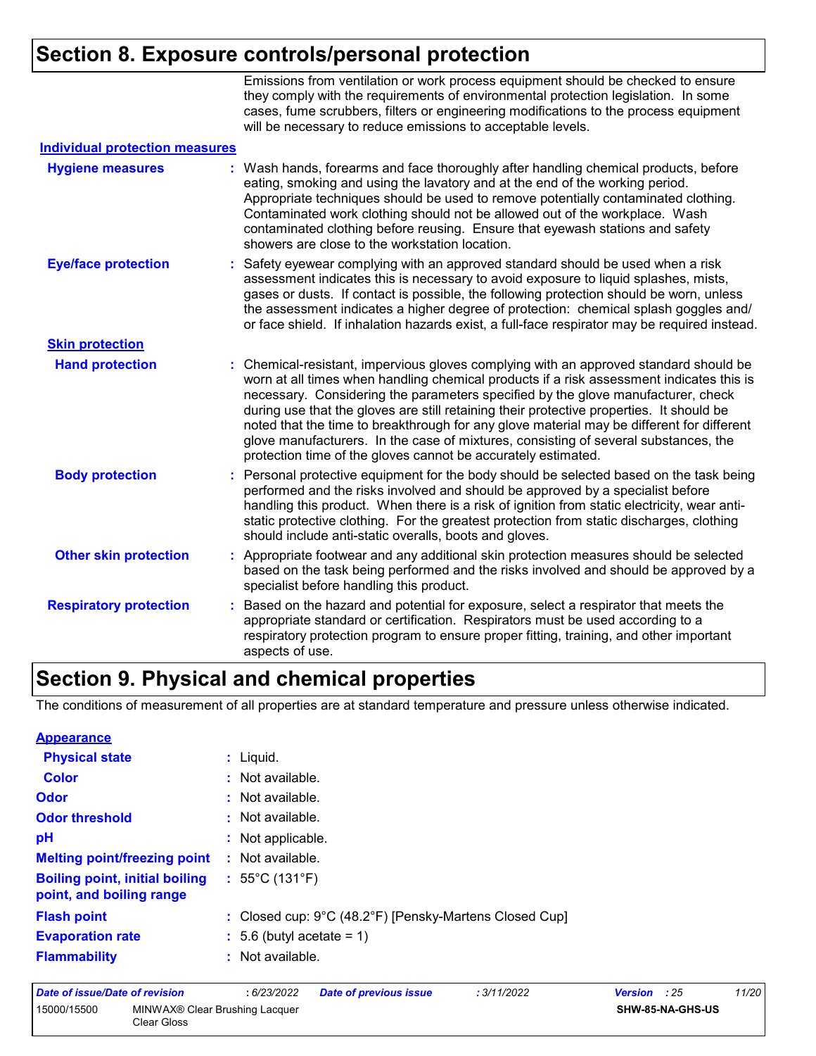## Section 8. Exposure controls/personal protection

Emissions from ventilation or work process equipment should be checked to ensure they comply with the requirements of environmental protection legislation. In some cases, fume scrubbers, filters or engineering modifications to the process equipment will be necessary to reduce emissions to acceptable levels.

### Individual protection measures

**Hygiene measures** : Wash hands, forearms and face thoroughly after handling chemical products, before eating, smoking and using the lavatory and at the end of the working period. Appropriate techniques should be used to remove potentially contaminated clothing. Contaminated work clothing should not be allowed out of the workplace. Wash contaminated clothing before reusing. Ensure that eyewash stations and safety showers are close to the workstation location.

**Eye/face protection** : Safety eyewear complying with an approved standard should be used when a risk assessment indicates this is necessary to avoid exposure to liquid splashes, mists, gases or dusts. If contact is possible, the following protection should be worn, unless the assessment indicates a higher degree of protection: chemical splash goggles and/or face shield. If inhalation hazards exist, a full-face respirator may be required instead.

**Skin protection**

**Hand protection** : Chemical-resistant, impervious gloves complying with an approved standard should be worn at all times when handling chemical products if a risk assessment indicates this is necessary. Considering the parameters specified by the glove manufacturer, check during use that the gloves are still retaining their protective properties. It should be noted that the time to breakthrough for any glove material may be different for different glove manufacturers. In the case of mixtures, consisting of several substances, the protection time of the gloves cannot be accurately estimated.

**Body protection** : Personal protective equipment for the body should be selected based on the task being performed and the risks involved and should be approved by a specialist before handling this product. When there is a risk of ignition from static electricity, wear anti-static protective clothing. For the greatest protection from static discharges, clothing should include anti-static overalls, boots and gloves.

**Other skin protection** : Appropriate footwear and any additional skin protection measures should be selected based on the task being performed and the risks involved and should be approved by a specialist before handling this product.

**Respiratory protection** : Based on the hazard and potential for exposure, select a respirator that meets the appropriate standard or certification. Respirators must be used according to a respiratory protection program to ensure proper fitting, training, and other important aspects of use.

## Section 9. Physical and chemical properties

The conditions of measurement of all properties are at standard temperature and pressure unless otherwise indicated.

**Appearance**

**Physical state** : Liquid.

**Color** : Not available.

**Odor** : Not available.

**Odor threshold** : Not available.

**pH** : Not applicable.

**Melting point/freezing point** : Not available.

**Boiling point, initial boiling point, and boiling range** : 55°C (131°F)

**Flash point** : Closed cup: 9°C (48.2°F) [Pensky-Martens Closed Cup]

**Evaporation rate** : 5.6 (butyl acetate = 1)

**Flammability** : Not available.

| Date of issue/Date of revision | : 6/23/2022 | Date of previous issue | : 3/11/2022 | Version : 25 |
|---|---|---|---|---|
| 15000/15500 | MINWAX® Clear Brushing Lacquer Clear Gloss | | | SHW-85-NA-GHS-US |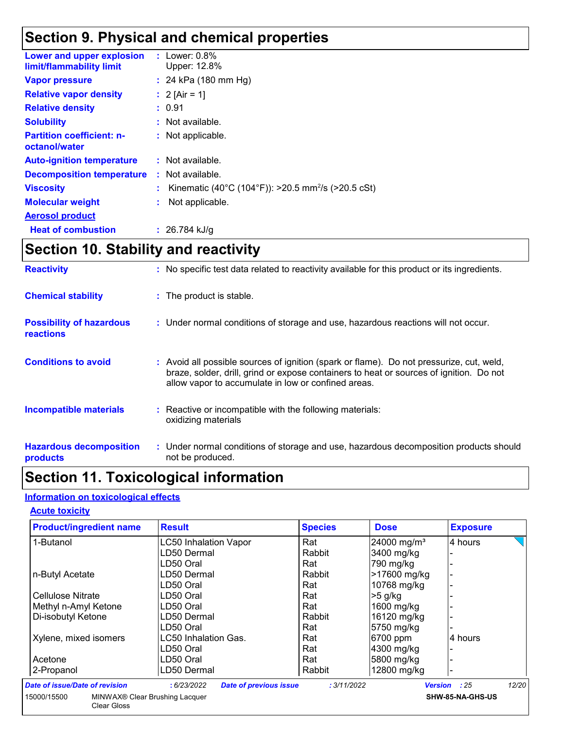# Section 9. Physical and chemical properties

| | |
|---|---|
| **Lower and upper explosion limit/flammability limit** | : Lower: 0.8%<br>Upper: 12.8% |
| **Vapor pressure** | : 24 kPa (180 mm Hg) |
| **Relative vapor density** | : 2 [Air = 1] |
| **Relative density** | : 0.91 |
| **Solubility** | : Not available. |
| **Partition coefficient: n-octanol/water** | : Not applicable. |
| **Auto-ignition temperature** | : Not available. |
| **Decomposition temperature** | : Not available. |
| **Viscosity** | : Kinematic (40°C (104°F)): >20.5 $mm^2/s$ (>20.5 cSt) |
| **Molecular weight** | : Not applicable. |

**Aerosol product**

| | |
|---|---|
| **Heat of combustion** | : 26.784 kJ/g |

# Section 10. Stability and reactivity

| | |
|---|---|
| **Reactivity** | : No specific test data related to reactivity available for this product or its ingredients. |
| **Chemical stability** | : The product is stable. |
| **Possibility of hazardous reactions** | : Under normal conditions of storage and use, hazardous reactions will not occur. |
| **Conditions to avoid** | : Avoid all possible sources of ignition (spark or flame). Do not pressurize, cut, weld, braze, solder, drill, grind or expose containers to heat or sources of ignition. Do not allow vapor to accumulate in low or confined areas. |
| **Incompatible materials** | : Reactive or incompatible with the following materials:<br>oxidizing materials |
| **Hazardous decomposition products** | : Under normal conditions of storage and use, hazardous decomposition products should not be produced. |

# Section 11. Toxicological information

## Information on toxicological effects

### Acute toxicity

| Product/ingredient name | Result | Species | Dose | Exposure |
|---|---|---|---|---|
| 1-Butanol | LC50 Inhalation Vapor | Rat | 24000 mg/m³ | 4 hours |
| | LD50 Dermal | Rabbit | 3400 mg/kg | - |
| | LD50 Oral | Rat | 790 mg/kg | - |
| n-Butyl Acetate | LD50 Dermal | Rabbit | >17600 mg/kg | - |
| | LD50 Oral | Rat | 10768 mg/kg | - |
| Cellulose Nitrate | LD50 Oral | Rat | >5 g/kg | - |
| Methyl n-Amyl Ketone | LD50 Oral | Rat | 1600 mg/kg | - |
| Di-isobutyl Ketone | LD50 Dermal | Rabbit | 16120 mg/kg | - |
| | LD50 Oral | Rat | 5750 mg/kg | - |
| Xylene, mixed isomers | LC50 Inhalation Gas. | Rat | 6700 ppm | 4 hours |
| | LD50 Oral | Rat | 4300 mg/kg | - |
| Acetone | LD50 Oral | Rat | 5800 mg/kg | - |
| 2-Propanol | LD50 Dermal | Rabbit | 12800 mg/kg | - |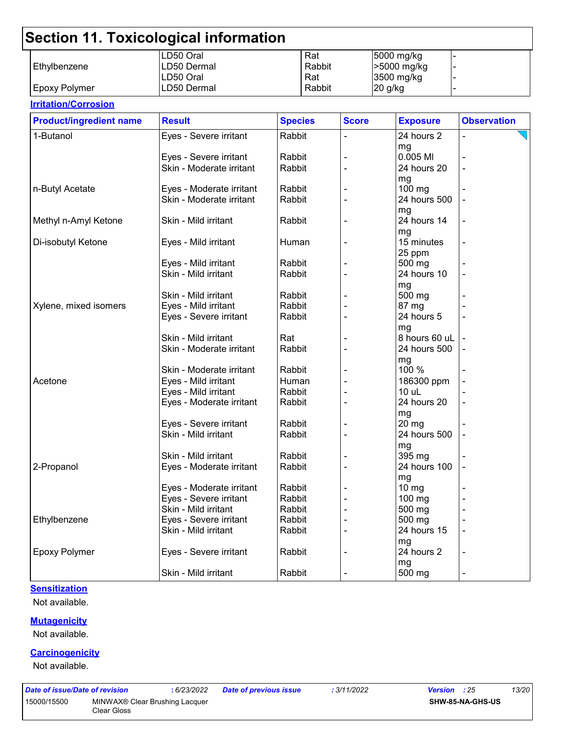## Section 11. Toxicological information

| | | | | |
|---|---|---|---|---|
| | LD50 Oral | Rat | 5000 mg/kg | - |
| Ethylbenzene | LD50 Dermal | Rabbit | >5000 mg/kg | - |
| | LD50 Oral | Rat | 3500 mg/kg | - |
| Epoxy Polymer | LD50 Dermal | Rabbit | 20 g/kg | - |

**Irritation/Corrosion**

| Product/ingredient name | Result | Species | Score | Exposure | Observation |
|---|---|---|---|---|---|
| 1-Butanol | Eyes - Severe irritant | Rabbit | - | 24 hours 2 mg | - |
| | Eyes - Severe irritant | Rabbit | - | 0.005 Ml | - |
| | Skin - Moderate irritant | Rabbit | - | 24 hours 20 mg | - |
| n-Butyl Acetate | Eyes - Moderate irritant | Rabbit | - | 100 mg | - |
| | Skin - Moderate irritant | Rabbit | - | 24 hours 500 mg | - |
| Methyl n-Amyl Ketone | Skin - Mild irritant | Rabbit | - | 24 hours 14 mg | - |
| Di-isobutyl Ketone | Eyes - Mild irritant | Human | - | 15 minutes 25 ppm | - |
| | Eyes - Mild irritant | Rabbit | - | 500 mg | - |
| | Skin - Mild irritant | Rabbit | - | 24 hours 10 mg | - |
| | Skin - Mild irritant | Rabbit | - | 500 mg | - |
| Xylene, mixed isomers | Eyes - Mild irritant | Rabbit | - | 87 mg | - |
| | Eyes - Severe irritant | Rabbit | - | 24 hours 5 mg | - |
| | Skin - Mild irritant | Rat | - | 8 hours 60 uL | - |
| | Skin - Moderate irritant | Rabbit | - | 24 hours 500 mg | - |
| | Skin - Moderate irritant | Rabbit | - | 100 % | - |
| Acetone | Eyes - Mild irritant | Human | - | 186300 ppm | - |
| | Eyes - Mild irritant | Rabbit | - | 10 uL | - |
| | Eyes - Moderate irritant | Rabbit | - | 24 hours 20 mg | - |
| | Eyes - Severe irritant | Rabbit | - | 20 mg | - |
| | Skin - Mild irritant | Rabbit | - | 24 hours 500 mg | - |
| | Skin - Mild irritant | Rabbit | - | 395 mg | - |
| 2-Propanol | Eyes - Moderate irritant | Rabbit | - | 24 hours 100 mg | - |
| | Eyes - Moderate irritant | Rabbit | - | 10 mg | - |
| | Eyes - Severe irritant | Rabbit | - | 100 mg | - |
| | Skin - Mild irritant | Rabbit | - | 500 mg | - |
| Ethylbenzene | Eyes - Severe irritant | Rabbit | - | 500 mg | - |
| | Skin - Mild irritant | Rabbit | - | 24 hours 15 mg | - |
| Epoxy Polymer | Eyes - Severe irritant | Rabbit | - | 24 hours 2 mg | - |
| | Skin - Mild irritant | Rabbit | - | 500 mg | - |

**Sensitization**

Not available.

**Mutagenicity**

Not available.

**Carcinogenicity**

Not available.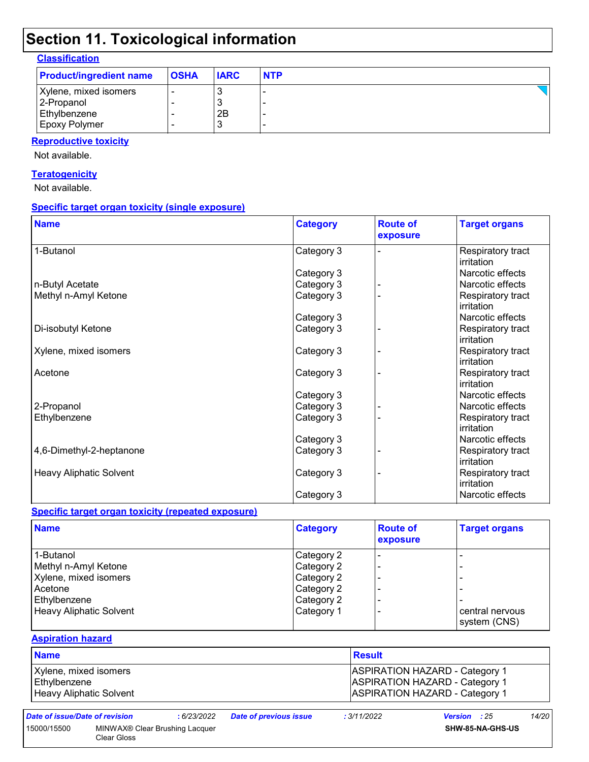# Section 11. Toxicological information

### Classification

| Product/ingredient name | OSHA | IARC | NTP |
|---|---|---|---|
| Xylene, mixed isomers | - | 3 | - |
| 2-Propanol | - | 3 | - |
| Ethylbenzene | - | 2B | - |
| Epoxy Polymer | - | 3 | - |

### Reproductive toxicity

Not available.

### Teratogenicity

Not available.

### Specific target organ toxicity (single exposure)

| Name | Category | Route of exposure | Target organs |
|---|---|---|---|
| 1-Butanol | Category 3 | - | Respiratory tract irritation |
| | Category 3 | | Narcotic effects |
| n-Butyl Acetate | Category 3 | - | Narcotic effects |
| Methyl n-Amyl Ketone | Category 3 | - | Respiratory tract irritation |
| | Category 3 | | Narcotic effects |
| Di-isobutyl Ketone | Category 3 | - | Respiratory tract irritation |
| Xylene, mixed isomers | Category 3 | - | Respiratory tract irritation |
| Acetone | Category 3 | - | Respiratory tract irritation |
| | Category 3 | | Narcotic effects |
| 2-Propanol | Category 3 | - | Narcotic effects |
| Ethylbenzene | Category 3 | - | Respiratory tract irritation |
| | Category 3 | | Narcotic effects |
| 4,6-Dimethyl-2-heptanone | Category 3 | - | Respiratory tract irritation |
| Heavy Aliphatic Solvent | Category 3 | - | Respiratory tract irritation |
| | Category 3 | | Narcotic effects |

### Specific target organ toxicity (repeated exposure)

| Name | Category | Route of exposure | Target organs |
|---|---|---|---|
| 1-Butanol | Category 2 | - | - |
| Methyl n-Amyl Ketone | Category 2 | - | - |
| Xylene, mixed isomers | Category 2 | - | - |
| Acetone | Category 2 | - | - |
| Ethylbenzene | Category 2 | - | - |
| Heavy Aliphatic Solvent | Category 1 | - | central nervous system (CNS) |

### Aspiration hazard

| Name | Result |
|---|---|
| Xylene, mixed isomers | ASPIRATION HAZARD - Category 1 |
| Ethylbenzene | ASPIRATION HAZARD - Category 1 |
| Heavy Aliphatic Solvent | ASPIRATION HAZARD - Category 1 |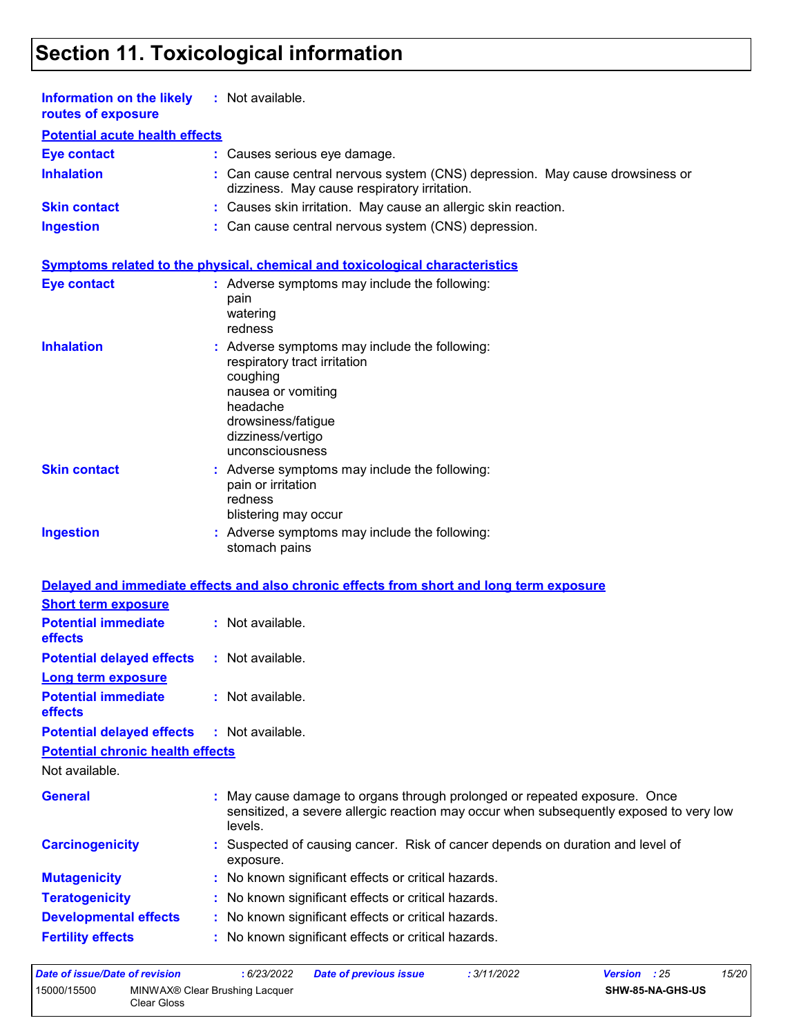# Section 11. Toxicological information

**Information on the likely routes of exposure** : Not available.

**Potential acute health effects**

**Eye contact** : Causes serious eye damage.

**Inhalation** : Can cause central nervous system (CNS) depression. May cause drowsiness or dizziness. May cause respiratory irritation.

**Skin contact** : Causes skin irritation. May cause an allergic skin reaction.

**Ingestion** : Can cause central nervous system (CNS) depression.

**Symptoms related to the physical, chemical and toxicological characteristics**

**Eye contact** : Adverse symptoms may include the following:
pain
watering
redness

**Inhalation** : Adverse symptoms may include the following:
respiratory tract irritation
coughing
nausea or vomiting
headache
drowsiness/fatigue
dizziness/vertigo
unconsciousness

**Skin contact** : Adverse symptoms may include the following:
pain or irritation
redness
blistering may occur

**Ingestion** : Adverse symptoms may include the following:
stomach pains

**Delayed and immediate effects and also chronic effects from short and long term exposure**

**Short term exposure**

**Potential immediate effects** : Not available.

**Potential delayed effects** : Not available.

**Long term exposure**

**Potential immediate effects** : Not available.

**Potential delayed effects** : Not available.

**Potential chronic health effects**

Not available.

**General** : May cause damage to organs through prolonged or repeated exposure. Once sensitized, a severe allergic reaction may occur when subsequently exposed to very low levels.

**Carcinogenicity** : Suspected of causing cancer. Risk of cancer depends on duration and level of exposure.

**Mutagenicity** : No known significant effects or critical hazards.

**Teratogenicity** : No known significant effects or critical hazards.

**Developmental effects** : No known significant effects or critical hazards.

**Fertility effects** : No known significant effects or critical hazards.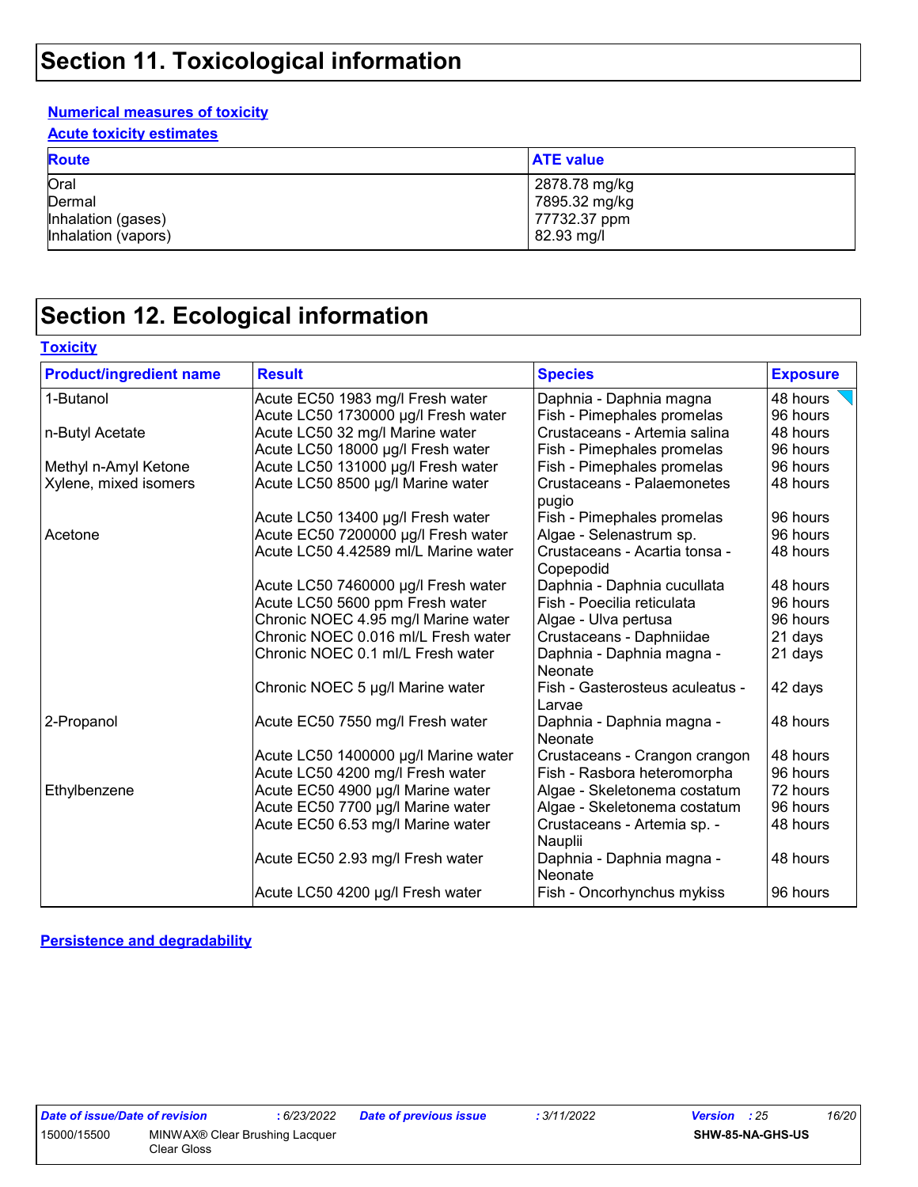# Section 11. Toxicological information

**Numerical measures of toxicity**

**Acute toxicity estimates**

| Route | ATE value |
|---|---|
| Oral | 2878.78 mg/kg |
| Dermal | 7895.32 mg/kg |
| Inhalation (gases) | 77732.37 ppm |
| Inhalation (vapors) | 82.93 mg/l |

# Section 12. Ecological information

**Toxicity**

| Product/ingredient name | Result | Species | Exposure |
|---|---|---|---|
| 1-Butanol | Acute EC50 1983 mg/l Fresh water | Daphnia - Daphnia magna | 48 hours |
| | Acute LC50 1730000 µg/l Fresh water | Fish - Pimephales promelas | 96 hours |
| n-Butyl Acetate | Acute LC50 32 mg/l Marine water | Crustaceans - Artemia salina | 48 hours |
| | Acute LC50 18000 µg/l Fresh water | Fish - Pimephales promelas | 96 hours |
| Methyl n-Amyl Ketone | Acute LC50 131000 µg/l Fresh water | Fish - Pimephales promelas | 96 hours |
| Xylene, mixed isomers | Acute LC50 8500 µg/l Marine water | Crustaceans - Palaemonetes pugio | 48 hours |
| | Acute LC50 13400 µg/l Fresh water | Fish - Pimephales promelas | 96 hours |
| Acetone | Acute EC50 7200000 µg/l Fresh water | Algae - Selenastrum sp. | 96 hours |
| | Acute LC50 4.42589 ml/L Marine water | Crustaceans - Acartia tonsa - Copepodid | 48 hours |
| | Acute LC50 7460000 µg/l Fresh water | Daphnia - Daphnia cucullata | 48 hours |
| | Acute LC50 5600 ppm Fresh water | Fish - Poecilia reticulata | 96 hours |
| | Chronic NOEC 4.95 mg/l Marine water | Algae - Ulva pertusa | 96 hours |
| | Chronic NOEC 0.016 ml/L Fresh water | Crustaceans - Daphniidae | 21 days |
| | Chronic NOEC 0.1 ml/L Fresh water | Daphnia - Daphnia magna - Neonate | 21 days |
| | Chronic NOEC 5 µg/l Marine water | Fish - Gasterosteus aculeatus - Larvae | 42 days |
| 2-Propanol | Acute EC50 7550 mg/l Fresh water | Daphnia - Daphnia magna - Neonate | 48 hours |
| | Acute LC50 1400000 µg/l Marine water | Crustaceans - Crangon crangon | 48 hours |
| | Acute LC50 4200 mg/l Fresh water | Fish - Rasbora heteromorpha | 96 hours |
| Ethylbenzene | Acute EC50 4900 µg/l Marine water | Algae - Skeletonema costatum | 72 hours |
| | Acute EC50 7700 µg/l Marine water | Algae - Skeletonema costatum | 96 hours |
| | Acute EC50 6.53 mg/l Marine water | Crustaceans - Artemia sp. - Nauplii | 48 hours |
| | Acute EC50 2.93 mg/l Fresh water | Daphnia - Daphnia magna - Neonate | 48 hours |
| | Acute LC50 4200 µg/l Fresh water | Fish - Oncorhynchus mykiss | 96 hours |

**Persistence and degradability**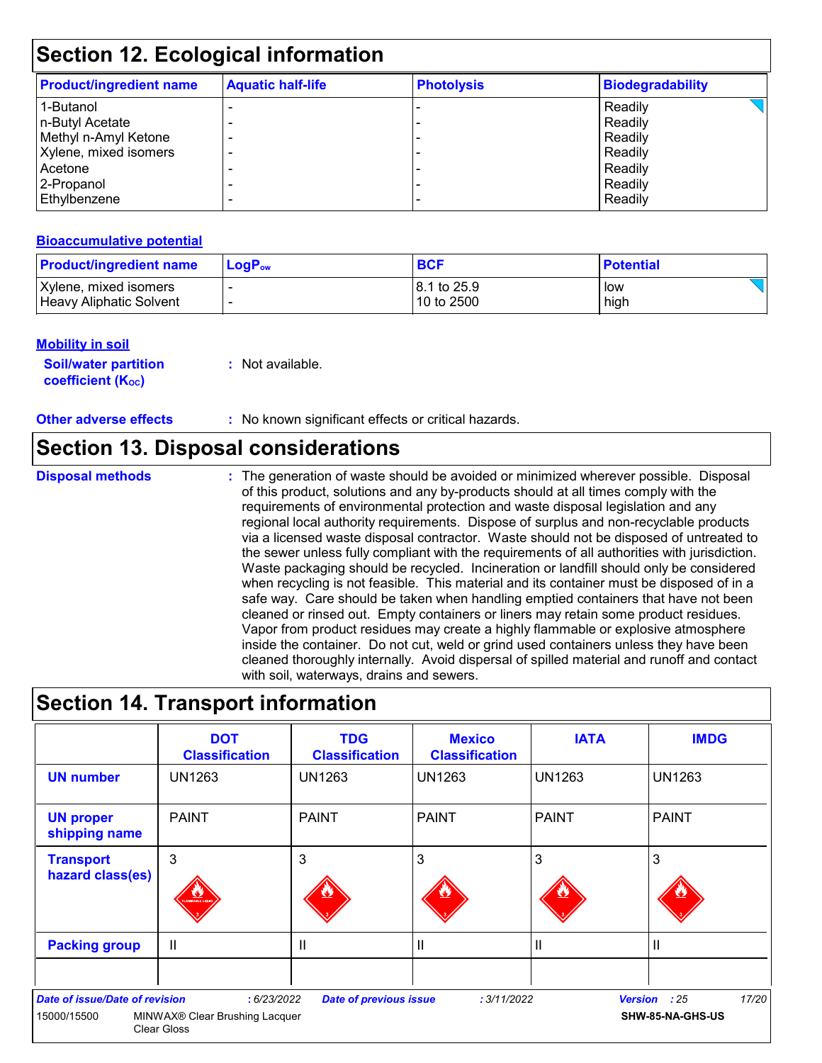## Section 12. Ecological information

| Product/ingredient name | Aquatic half-life | Photolysis | Biodegradability |
|---|---|---|---|
| 1-Butanol | - | - | Readily |
| n-Butyl Acetate | - | - | Readily |
| Methyl n-Amyl Ketone | - | - | Readily |
| Xylene, mixed isomers | - | - | Readily |
| Acetone | - | - | Readily |
| 2-Propanol | - | - | Readily |
| Ethylbenzene | - | - | Readily |

### Bioaccumulative potential

| Product/ingredient name | $LogP_{ow}$ | BCF | Potential |
|---|---|---|---|
| Xylene, mixed isomers | - | 8.1 to 25.9 | low |
| Heavy Aliphatic Solvent | - | 10 to 2500 | high |

### Mobility in soil

**Soil/water partition coefficient ($K_{OC}$)** : Not available.

**Other adverse effects** : No known significant effects or critical hazards.

## Section 13. Disposal considerations

**Disposal methods** : The generation of waste should be avoided or minimized wherever possible. Disposal of this product, solutions and any by-products should at all times comply with the requirements of environmental protection and waste disposal legislation and any regional local authority requirements. Dispose of surplus and non-recyclable products via a licensed waste disposal contractor. Waste should not be disposed of untreated to the sewer unless fully compliant with the requirements of all authorities with jurisdiction. Waste packaging should be recycled. Incineration or landfill should only be considered when recycling is not feasible. This material and its container must be disposed of in a safe way. Care should be taken when handling emptied containers that have not been cleaned or rinsed out. Empty containers or liners may retain some product residues. Vapor from product residues may create a highly flammable or explosive atmosphere inside the container. Do not cut, weld or grind used containers unless they have been cleaned thoroughly internally. Avoid dispersal of spilled material and runoff and contact with soil, waterways, drains and sewers.

## Section 14. Transport information

| | DOT Classification | TDG Classification | Mexico Classification | IATA | IMDG |
|---|---|---|---|---|---|
| UN number | UN1263 | UN1263 | UN1263 | UN1263 | UN1263 |
| UN proper shipping name | PAINT | PAINT | PAINT | PAINT | PAINT |
| Transport hazard class(es) | 3 | 3 | 3 | 3 | 3 |
| Packing group | II | II | II | II | II |
| | | | | | |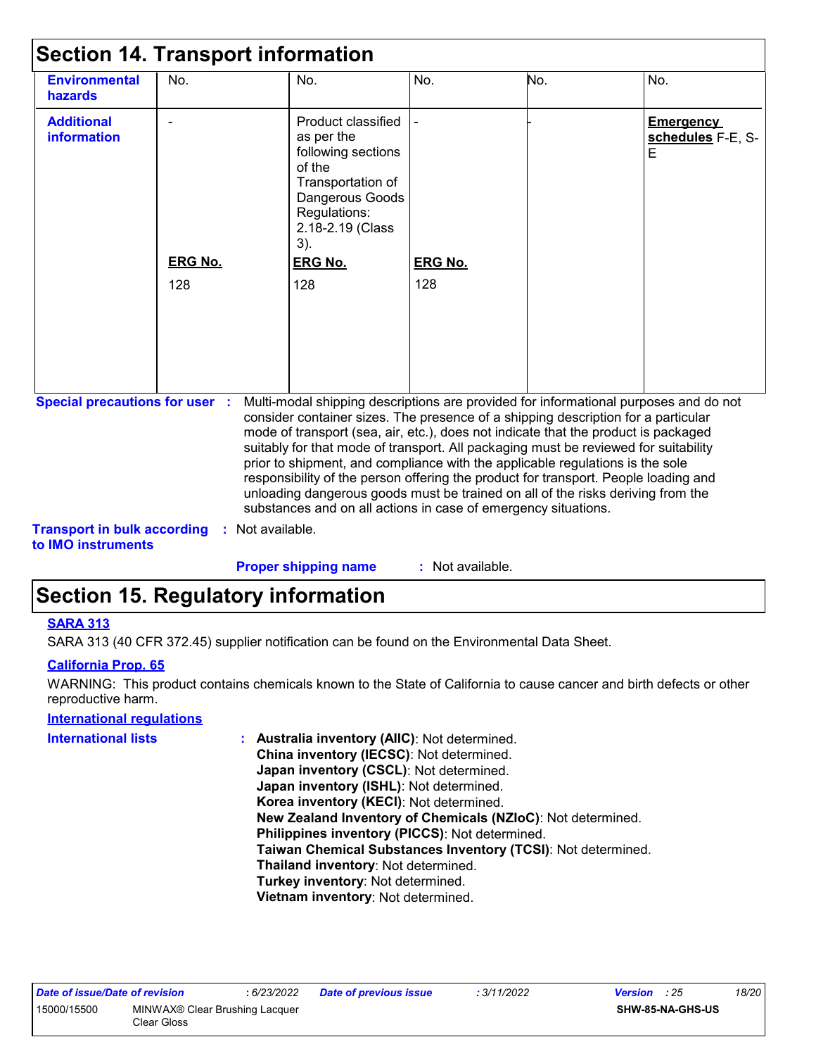## Section 14. Transport information

| | | | | | |
|---|---|---|---|---|---|
| **Environmental hazards** | No. | No. | No. | No. | No. |
| **Additional information** | -<br><br>**ERG No.**<br>128 | Product classified as per the following sections of the Transportation of Dangerous Goods Regulations: 2.18-2.19 (Class 3).<br>**ERG No.**<br>128 | -<br><br>**ERG No.**<br>128 | - | **Emergency schedules** F-E, S-E |

**Special precautions for user** : Multi-modal shipping descriptions are provided for informational purposes and do not consider container sizes. The presence of a shipping description for a particular mode of transport (sea, air, etc.), does not indicate that the product is packaged suitably for that mode of transport. All packaging must be reviewed for suitability prior to shipment, and compliance with the applicable regulations is the sole responsibility of the person offering the product for transport. People loading and unloading dangerous goods must be trained on all of the risks deriving from the substances and on all actions in case of emergency situations.

**Transport in bulk according to IMO instruments** : Not available.

**Proper shipping name** : Not available.

## Section 15. Regulatory information

**SARA 313**

SARA 313 (40 CFR 372.45) supplier notification can be found on the Environmental Data Sheet.

**California Prop. 65**

WARNING: This product contains chemicals known to the State of California to cause cancer and birth defects or other reproductive harm.

**International regulations**

**International lists** :
**Australia inventory (AIIC)**: Not determined.
**China inventory (IECSC)**: Not determined.
**Japan inventory (CSCL)**: Not determined.
**Japan inventory (ISHL)**: Not determined.
**Korea inventory (KECI)**: Not determined.
**New Zealand Inventory of Chemicals (NZIoC)**: Not determined.
**Philippines inventory (PICCS)**: Not determined.
**Taiwan Chemical Substances Inventory (TCSI)**: Not determined.
**Thailand inventory**: Not determined.
**Turkey inventory**: Not determined.
**Vietnam inventory**: Not determined.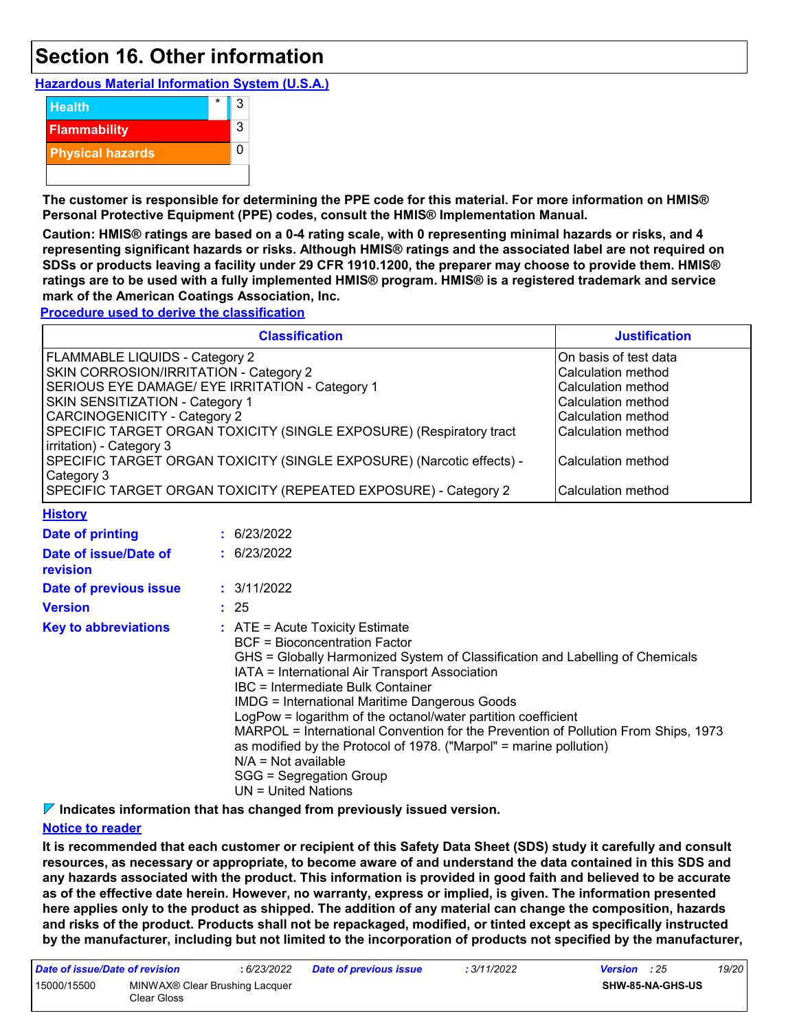# Section 16. Other information

**Hazardous Material Information System (U.S.A.)**

| | | |
|---|---|---|
| Health | * | 3 |
| Flammability | | 3 |
| Physical hazards | | 0 |

**The customer is responsible for determining the PPE code for this material. For more information on HMIS® Personal Protective Equipment (PPE) codes, consult the HMIS® Implementation Manual.**

**Caution: HMIS® ratings are based on a 0-4 rating scale, with 0 representing minimal hazards or risks, and 4 representing significant hazards or risks. Although HMIS® ratings and the associated label are not required on SDSs or products leaving a facility under 29 CFR 1910.1200, the preparer may choose to provide them. HMIS® ratings are to be used with a fully implemented HMIS® program. HMIS® is a registered trademark and service mark of the American Coatings Association, Inc.**

**Procedure used to derive the classification**

| Classification | Justification |
|---|---|
| FLAMMABLE LIQUIDS - Category 2 | On basis of test data |
| SKIN CORROSION/IRRITATION - Category 2 | Calculation method |
| SERIOUS EYE DAMAGE/ EYE IRRITATION - Category 1 | Calculation method |
| SKIN SENSITIZATION - Category 1 | Calculation method |
| CARCINOGENICITY - Category 2 | Calculation method |
| SPECIFIC TARGET ORGAN TOXICITY (SINGLE EXPOSURE) (Respiratory tract irritation) - Category 3 | Calculation method |
| SPECIFIC TARGET ORGAN TOXICITY (SINGLE EXPOSURE) (Narcotic effects) - Category 3 | Calculation method |
| SPECIFIC TARGET ORGAN TOXICITY (REPEATED EXPOSURE) - Category 2 | Calculation method |

**History**

**Date of printing** : 6/23/2022

**Date of issue/Date of revision** : 6/23/2022

**Date of previous issue** : 3/11/2022

**Version** : 25

**Key to abbreviations** :
ATE = Acute Toxicity Estimate
BCF = Bioconcentration Factor
GHS = Globally Harmonized System of Classification and Labelling of Chemicals
IATA = International Air Transport Association
IBC = Intermediate Bulk Container
IMDG = International Maritime Dangerous Goods
LogPow = logarithm of the octanol/water partition coefficient
MARPOL = International Convention for the Prevention of Pollution From Ships, 1973 as modified by the Protocol of 1978. ("Marpol" = marine pollution)
N/A = Not available
SGG = Segregation Group
UN = United Nations

**Indicates information that has changed from previously issued version.**

**Notice to reader**

**It is recommended that each customer or recipient of this Safety Data Sheet (SDS) study it carefully and consult resources, as necessary or appropriate, to become aware of and understand the data contained in this SDS and any hazards associated with the product. This information is provided in good faith and believed to be accurate as of the effective date herein. However, no warranty, express or implied, is given. The information presented here applies only to the product as shipped. The addition of any material can change the composition, hazards and risks of the product. Products shall not be repackaged, modified, or tinted except as specifically instructed by the manufacturer, including but not limited to the incorporation of products not specified by the manufacturer,**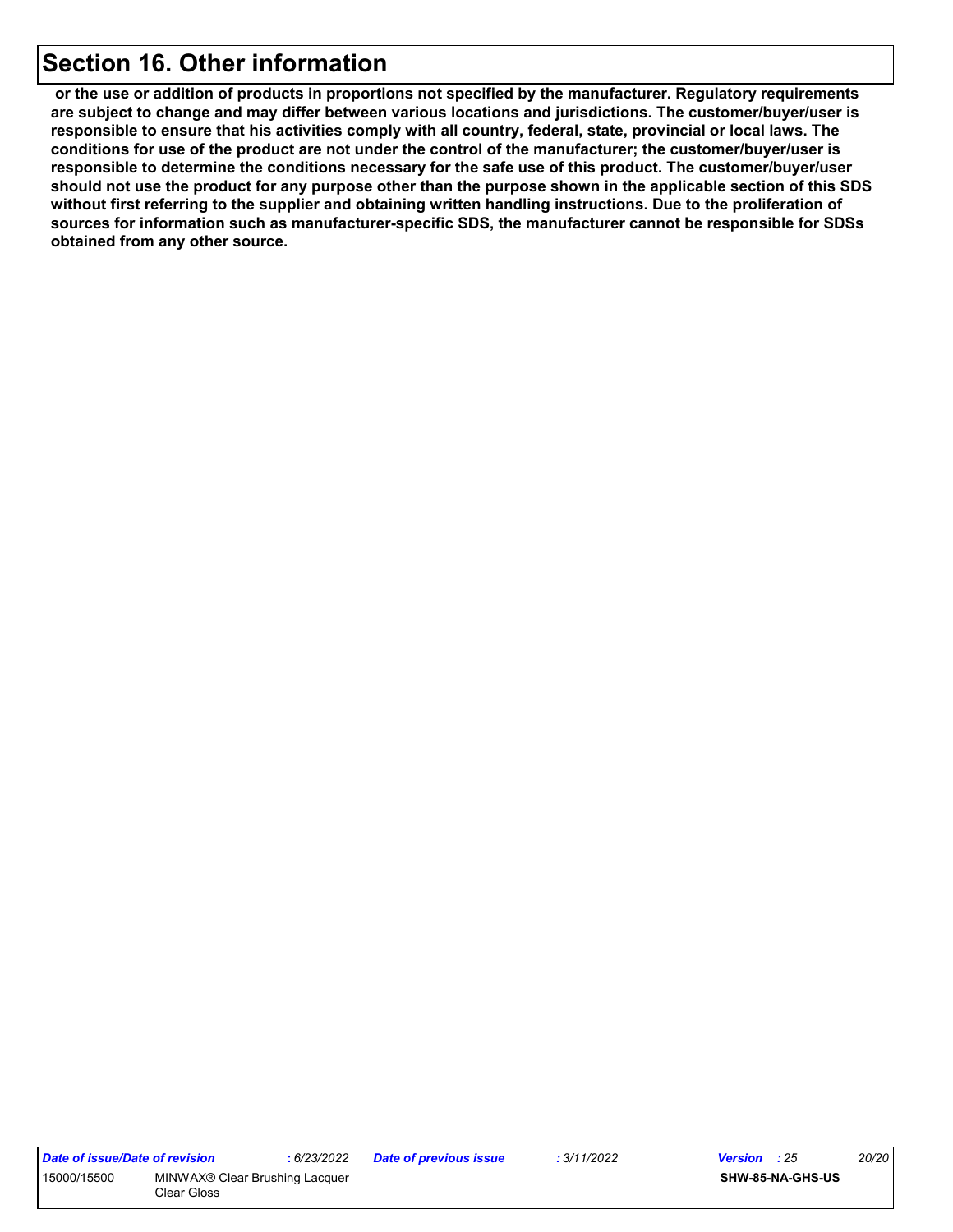## Section 16. Other information

**or the use or addition of products in proportions not specified by the manufacturer. Regulatory requirements are subject to change and may differ between various locations and jurisdictions. The customer/buyer/user is responsible to ensure that his activities comply with all country, federal, state, provincial or local laws. The conditions for use of the product are not under the control of the manufacturer; the customer/buyer/user is responsible to determine the conditions necessary for the safe use of this product. The customer/buyer/user should not use the product for any purpose other than the purpose shown in the applicable section of this SDS without first referring to the supplier and obtaining written handling instructions. Due to the proliferation of sources for information such as manufacturer-specific SDS, the manufacturer cannot be responsible for SDSs obtained from any other source.**